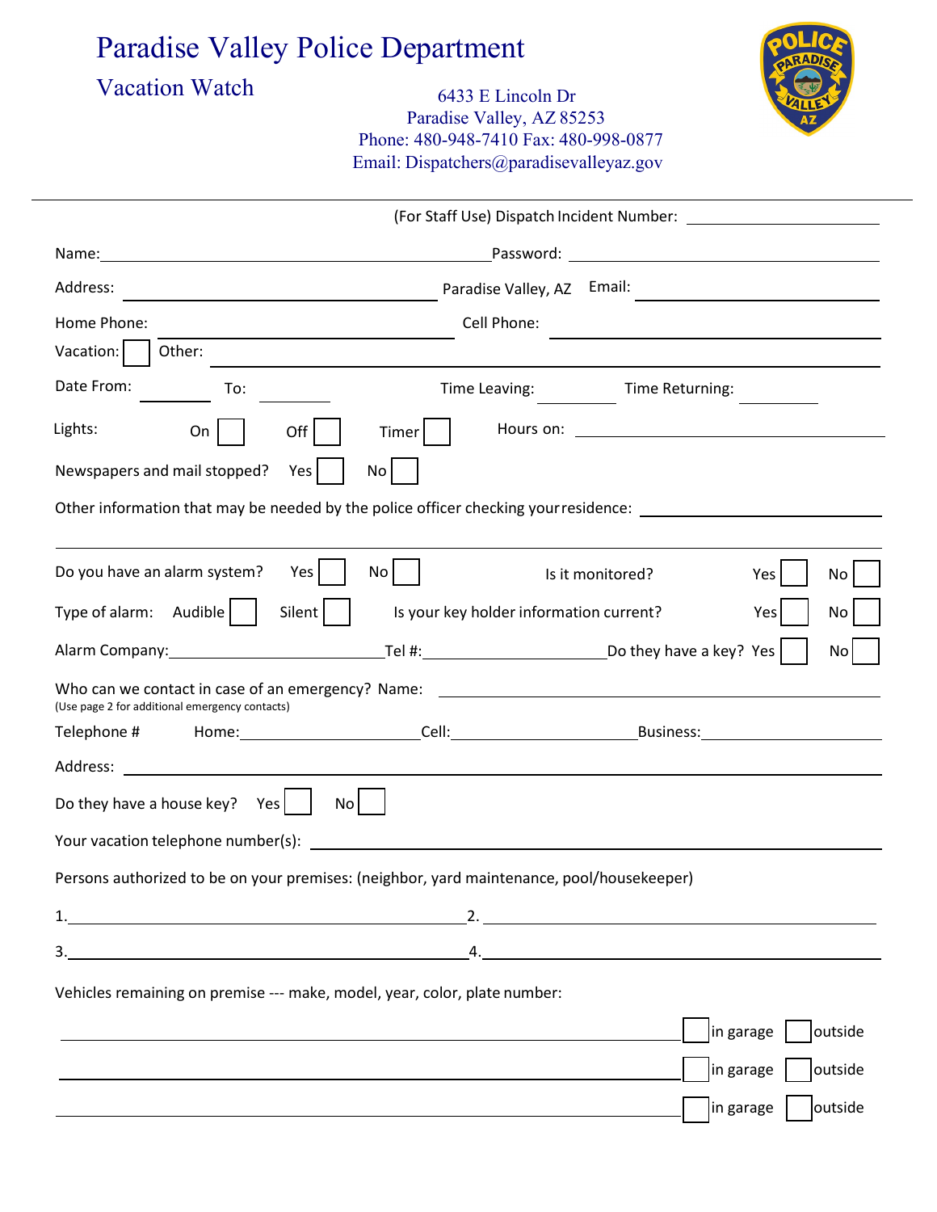# Paradise Valley Police Department

## Vacation Watch

6433 E Lincoln Dr
Paradise Valley, AZ 85253
Phone: 480-948-7410 Fax: 480-998-0877
Email: Dispatchers@paradisevalleyaz.gov

---

(For Staff Use) Dispatch Incident Number: ____________________

Name: ________________________________________ Password: ______________________________

Address: ______________________________ Paradise Valley, AZ Email: ______________________

Home Phone: ____________________________ Cell Phone: ______________________________

Vacation: ☐ Other: ________________________________________________________________

Date From: ________ To: ________ Time Leaving: ________ Time Returning: ________

Lights: On ☐ Off ☐ Timer ☐ Hours on: ______________________________

Newspapers and mail stopped? Yes ☐ No ☐

Other information that may be needed by the police officer checking your residence: ______________________

_________________________________________________________________________________

Do you have an alarm system? Yes ☐ No ☐ Is it monitored? Yes ☐ No ☐

Type of alarm: Audible ☐ Silent ☐ Is your key holder information current? Yes ☐ No ☐

Alarm Company: ____________________ Tel #: ____________________ Do they have a key? Yes ☐ No ☐

Who can we contact in case of an emergency? Name: ______________________________
(Use page 2 for additional emergency contacts)

Telephone # Home: ____________________ Cell: ____________________ Business: ____________________

Address: _________________________________________________________________________

Do they have a house key? Yes ☐ No ☐

Your vacation telephone number(s): _________________________________________________

Persons authorized to be on your premises: (neighbor, yard maintenance, pool/housekeeper)

1. ______________________________ 2. ______________________________

3. ______________________________ 4. ______________________________

Vehicles remaining on premise --- make, model, year, color, plate number:

______________________________________________ ☐ in garage ☐ outside

______________________________________________ ☐ in garage ☐ outside

______________________________________________ ☐ in garage ☐ outside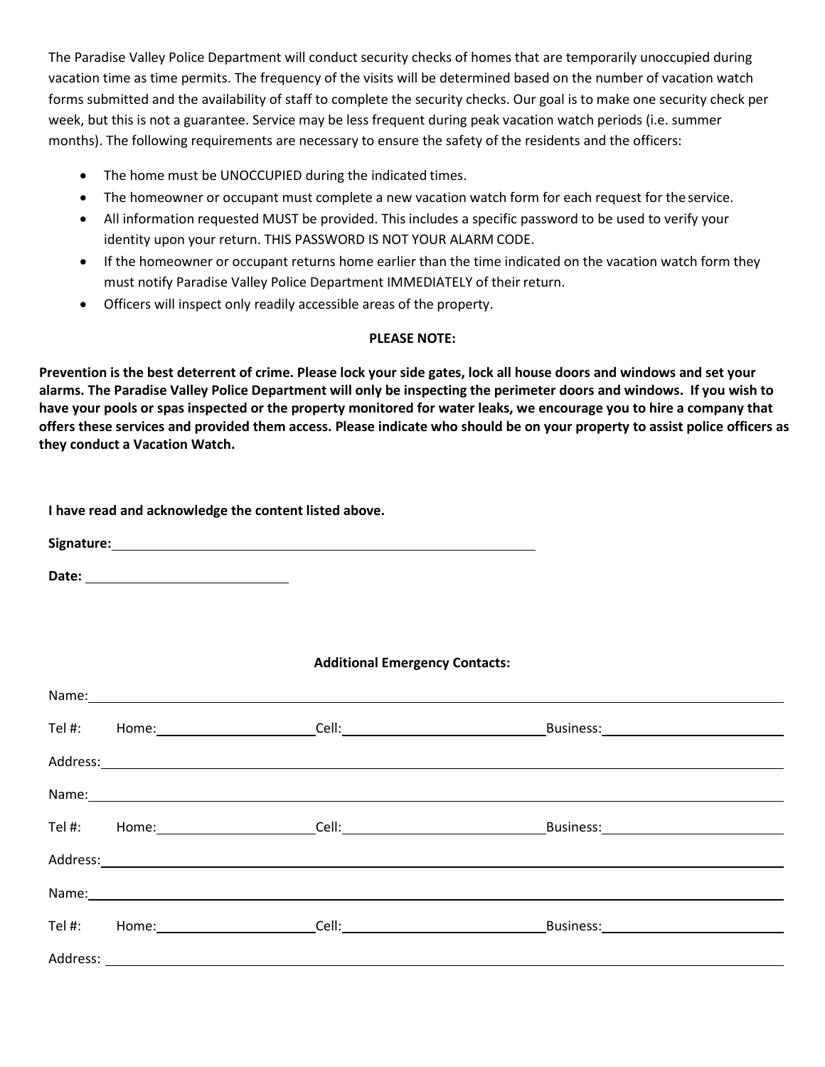The Paradise Valley Police Department will conduct security checks of homes that are temporarily unoccupied during vacation time as time permits. The frequency of the visits will be determined based on the number of vacation watch forms submitted and the availability of staff to complete the security checks. Our goal is to make one security check per week, but this is not a guarantee. Service may be less frequent during peak vacation watch periods (i.e. summer months). The following requirements are necessary to ensure the safety of the residents and the officers:

- The home must be UNOCCUPIED during the indicated times.
- The homeowner or occupant must complete a new vacation watch form for each request for the service.
- All information requested MUST be provided. This includes a specific password to be used to verify your identity upon your return. THIS PASSWORD IS NOT YOUR ALARM CODE.
- If the homeowner or occupant returns home earlier than the time indicated on the vacation watch form they must notify Paradise Valley Police Department IMMEDIATELY of their return.
- Officers will inspect only readily accessible areas of the property.

**PLEASE NOTE:**

**Prevention is the best deterrent of crime. Please lock your side gates, lock all house doors and windows and set your alarms. The Paradise Valley Police Department will only be inspecting the perimeter doors and windows. If you wish to have your pools or spas inspected or the property monitored for water leaks, we encourage you to hire a company that offers these services and provided them access. Please indicate who should be on your property to assist police officers as they conduct a Vacation Watch.**

**I have read and acknowledge the content listed above.**

**Signature:** ______________________________

**Date:** ______________________

**Additional Emergency Contacts:**

Name: ______________________________

Tel #: Home: ______________ Cell: ______________ Business: ______________

Address: ______________________________

Name: ______________________________

Tel #: Home: ______________ Cell: ______________ Business: ______________

Address: ______________________________

Name: ______________________________

Tel #: Home: ______________ Cell: ______________ Business: ______________

Address: ______________________________